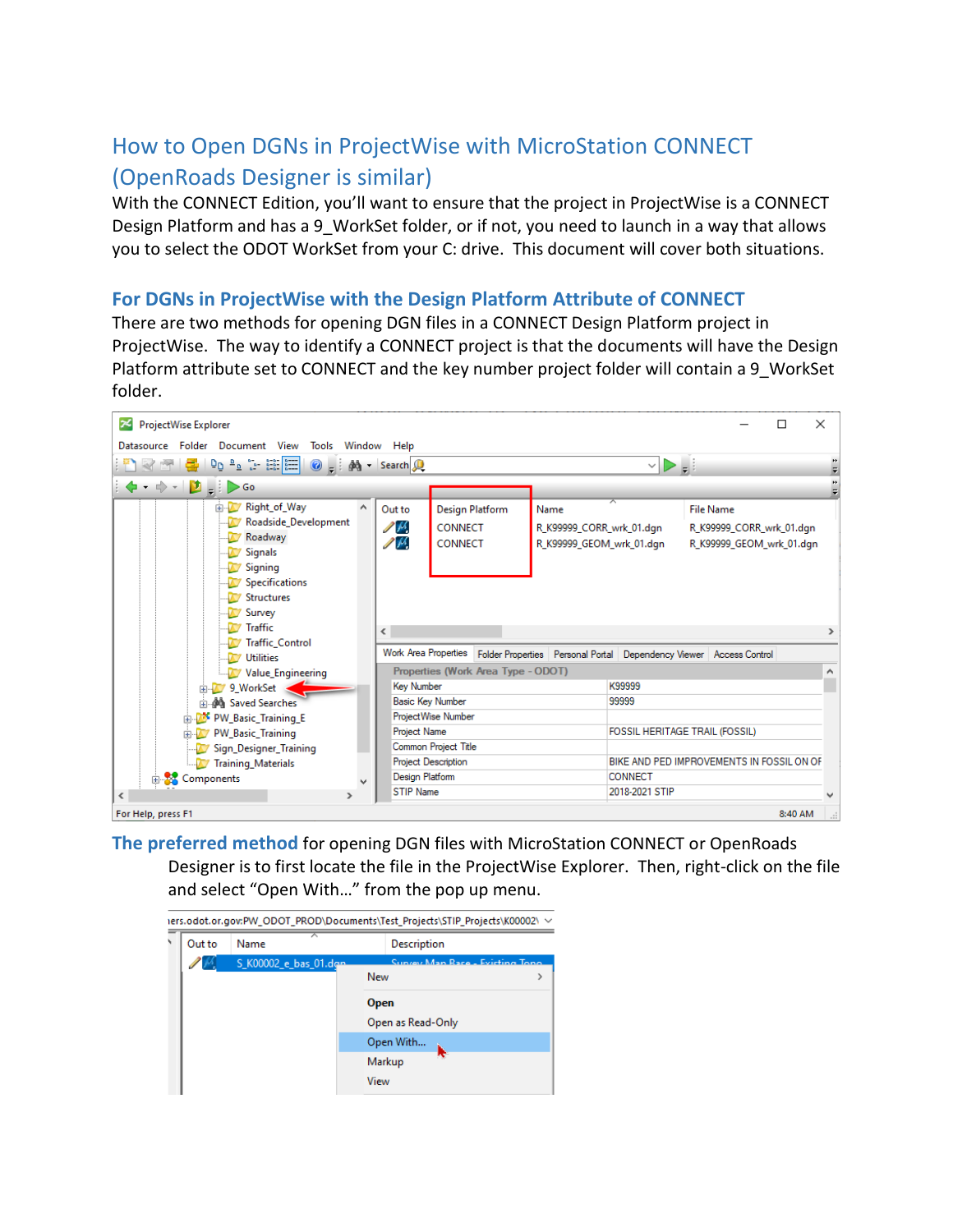# How to Open DGNs in ProjectWise with MicroStation CONNECT (OpenRoads Designer is similar)

With the CONNECT Edition, you'll want to ensure that the project in ProjectWise is a CONNECT Design Platform and has a 9_WorkSet folder, or if not, you need to launch in a way that allows you to select the ODOT WorkSet from your C: drive. This document will cover both situations.

## For DGNs in ProjectWise with the Design Platform Attribute of CONNECT

There are two methods for opening DGN files in a CONNECT Design Platform project in ProjectWise. The way to identify a CONNECT project is that the documents will have the Design Platform attribute set to CONNECT and the key number project folder will contain a 9_WorkSet folder.

**The preferred method** for opening DGN files with MicroStation CONNECT or OpenRoads Designer is to first locate the file in the ProjectWise Explorer. Then, right-click on the file and select "Open With…" from the pop up menu.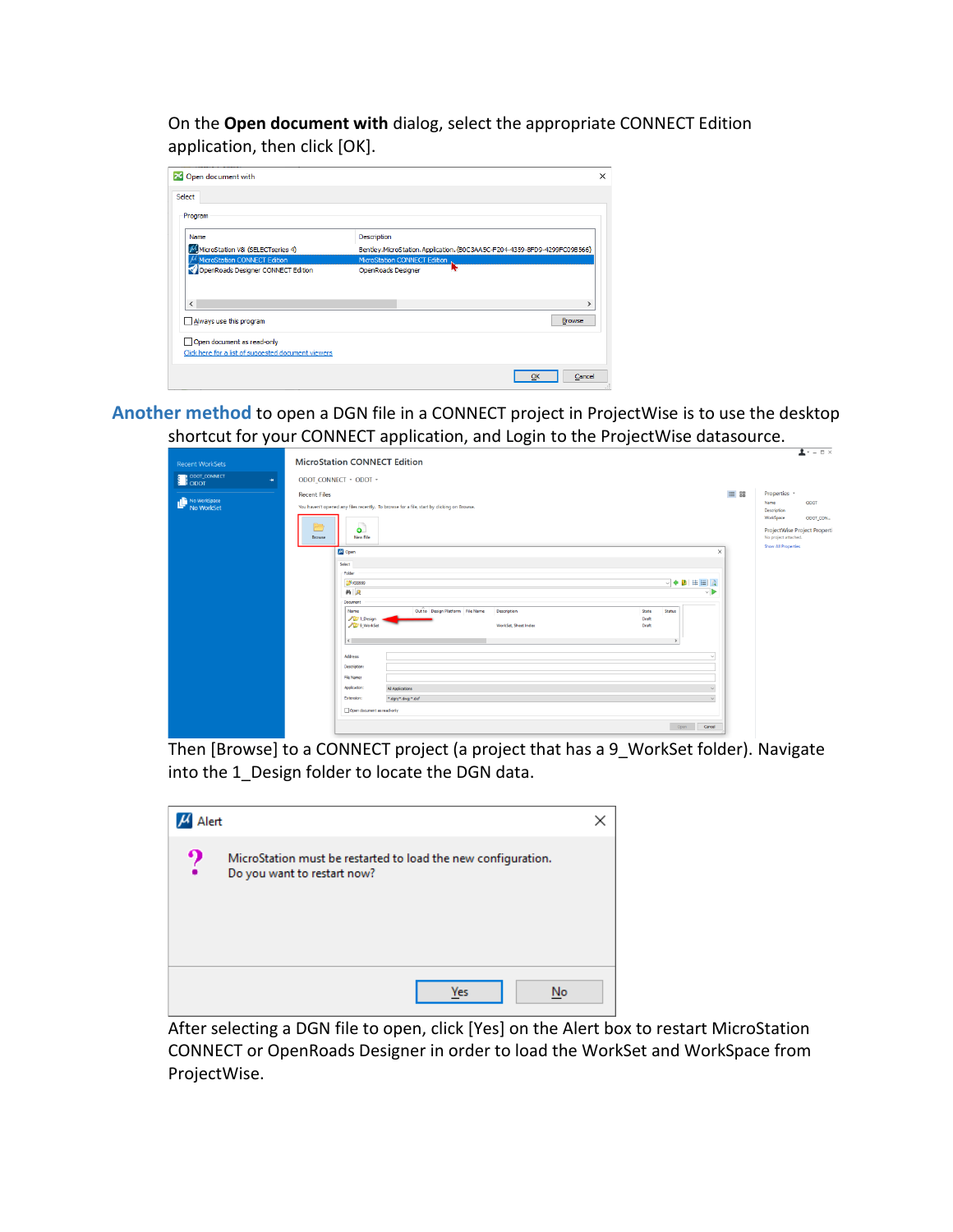On the **Open document with** dialog, select the appropriate CONNECT Edition application, then click [OK].

**Another method** to open a DGN file in a CONNECT project in ProjectWise is to use the desktop shortcut for your CONNECT application, and Login to the ProjectWise datasource.

Then [Browse] to a CONNECT project (a project that has a 9_WorkSet folder). Navigate into the 1_Design folder to locate the DGN data.

After selecting a DGN file to open, click [Yes] on the Alert box to restart MicroStation CONNECT or OpenRoads Designer in order to load the WorkSet and WorkSpace from ProjectWise.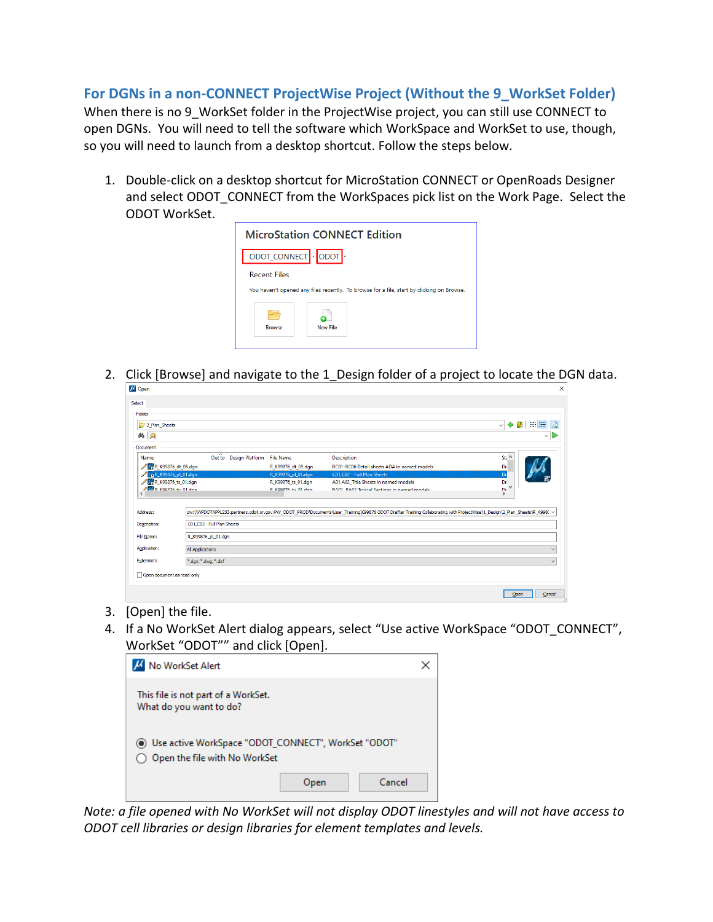### For DGNs in a non-CONNECT ProjectWise Project (Without the 9_WorkSet Folder)

When there is no 9_WorkSet folder in the ProjectWise project, you can still use CONNECT to open DGNs. You will need to tell the software which WorkSpace and WorkSet to use, though, so you will need to launch from a desktop shortcut. Follow the steps below.

1. Double-click on a desktop shortcut for MicroStation CONNECT or OpenRoads Designer and select ODOT_CONNECT from the WorkSpaces pick list on the Work Page. Select the ODOT WorkSet.
2. Click [Browse] and navigate to the 1_Design folder of a project to locate the DGN data.
3. [Open] the file.
4. If a No WorkSet Alert dialog appears, select "Use active WorkSpace "ODOT_CONNECT", WorkSet "ODOT"" and click [Open].

*Note: a file opened with No WorkSet will not display ODOT linestyles and will not have access to ODOT cell libraries or design libraries for element templates and levels.*